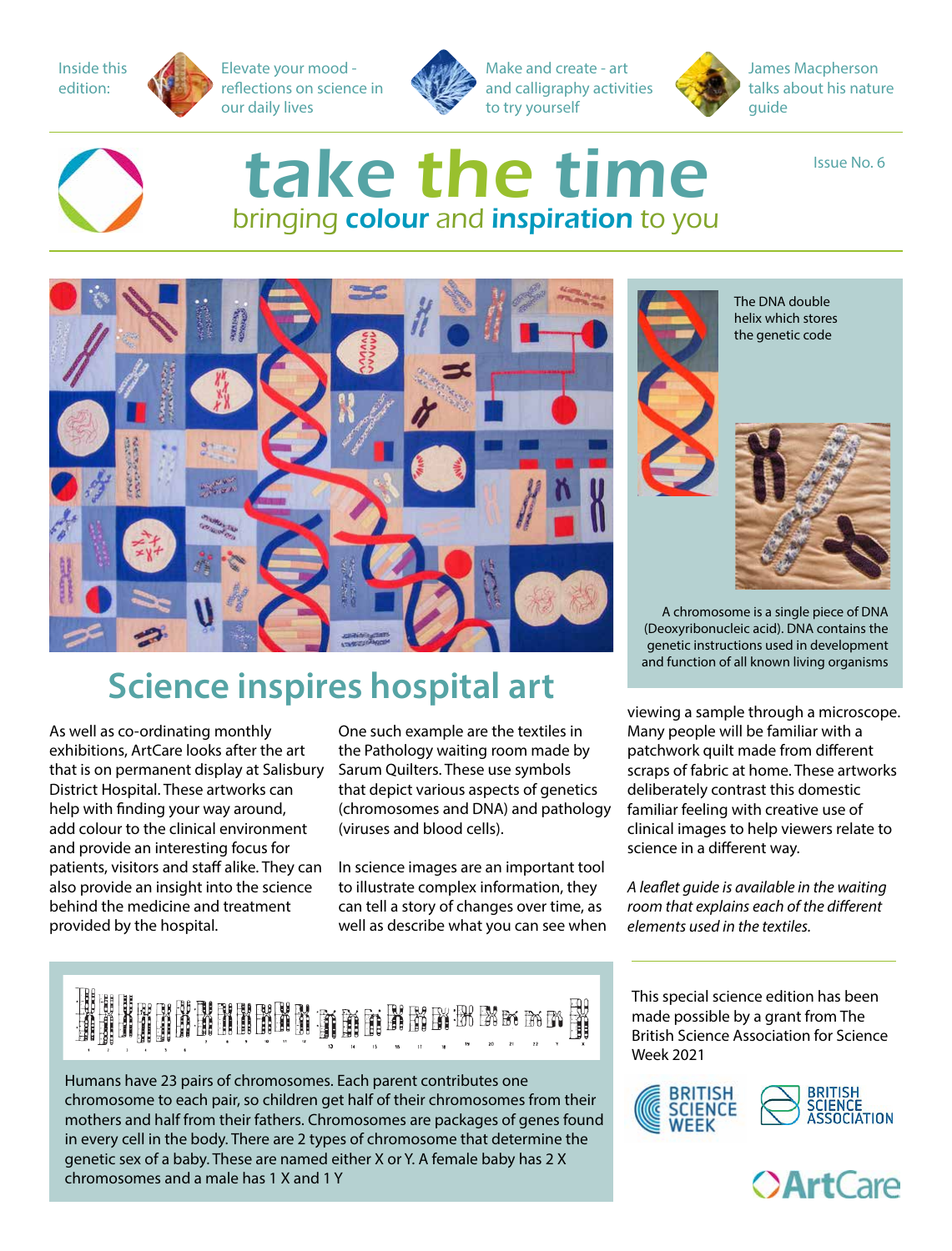Inside this edition:

- Elevate your mood - reflections on science in our daily lives
- Make and create - art and calligraphy activities to try yourself
- James Macpherson talks about his nature guide

# take the time

bringing **colour** and **inspiration** to you

Issue No. 6

The DNA double helix which stores the genetic code

A chromosome is a single piece of DNA (Deoxyribonucleic acid). DNA contains the genetic instructions used in development and function of all known living organisms

## Science inspires hospital art

As well as co-ordinating monthly exhibitions, ArtCare looks after the art that is on permanent display at Salisbury District Hospital. These artworks can help with finding your way around, add colour to the clinical environment and provide an interesting focus for patients, visitors and staff alike. They can also provide an insight into the science behind the medicine and treatment provided by the hospital.

One such example are the textiles in the Pathology waiting room made by Sarum Quilters. These use symbols that depict various aspects of genetics (chromosomes and DNA) and pathology (viruses and blood cells).

In science images are an important tool to illustrate complex information, they can tell a story of changes over time, as well as describe what you can see when viewing a sample through a microscope. Many people will be familiar with a patchwork quilt made from different scraps of fabric at home. These artworks deliberately contrast this domestic familiar feeling with creative use of clinical images to help viewers relate to science in a different way.

*A leaflet guide is available in the waiting room that explains each of the different elements used in the textiles.*

Humans have 23 pairs of chromosomes. Each parent contributes one chromosome to each pair, so children get half of their chromosomes from their mothers and half from their fathers. Chromosomes are packages of genes found in every cell in the body. There are 2 types of chromosome that determine the genetic sex of a baby. These are named either X or Y. A female baby has 2 X chromosomes and a male has 1 X and 1 Y

This special science edition has been made possible by a grant from The British Science Association for Science Week 2021

BRITISH SCIENCE WEEK

BRITISH SCIENCE ASSOCIATION

ArtCare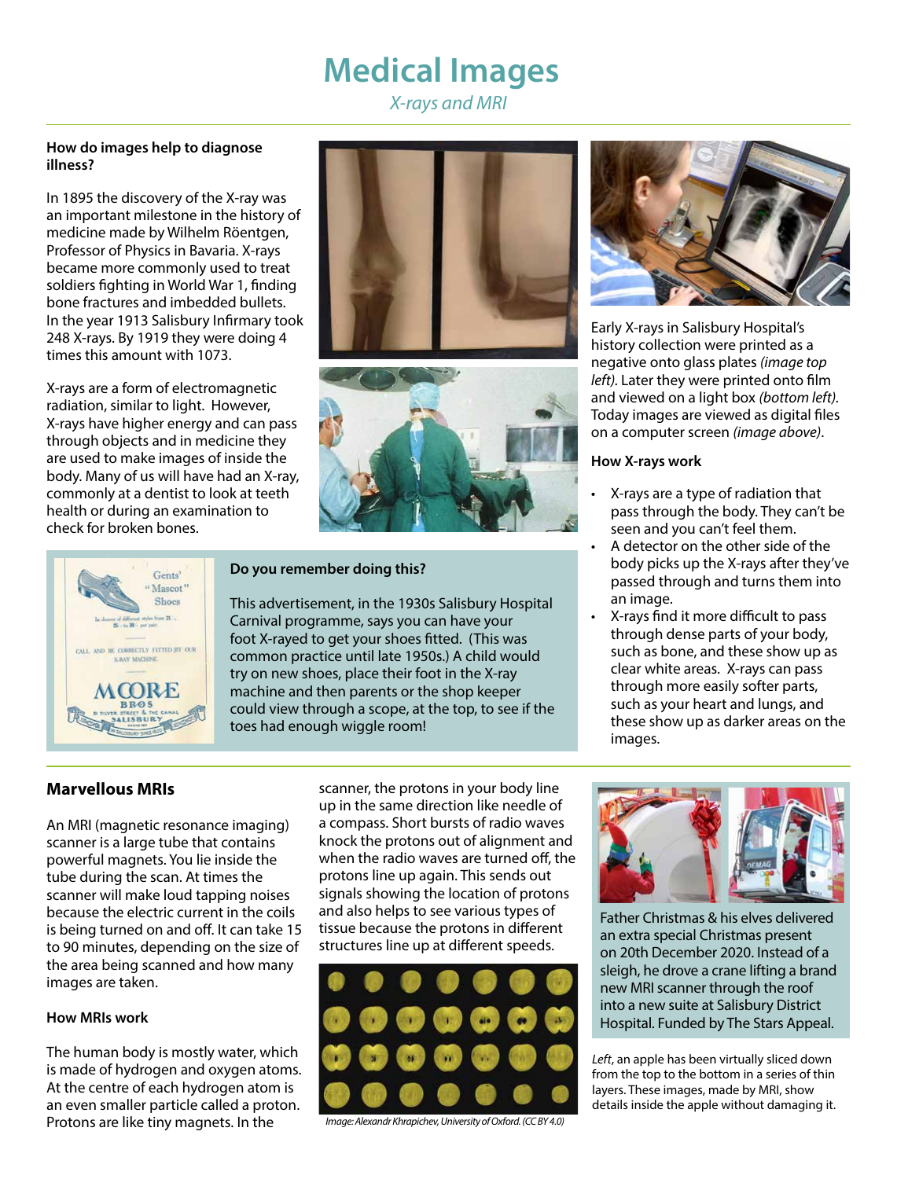# Medical Images

*X-rays and MRI*

**How do images help to diagnose illness?**

In 1895 the discovery of the X-ray was an important milestone in the history of medicine made by Wilhelm Röentgen, Professor of Physics in Bavaria. X-rays became more commonly used to treat soldiers fighting in World War 1, finding bone fractures and imbedded bullets. In the year 1913 Salisbury Infirmary took 248 X-rays. By 1919 they were doing 4 times this amount with 1073.

X-rays are a form of electromagnetic radiation, similar to light. However, X-rays have higher energy and can pass through objects and in medicine they are used to make images of inside the body. Many of us will have had an X-ray, commonly at a dentist to look at teeth health or during an examination to check for broken bones.

Early X-rays in Salisbury Hospital's history collection were printed as a negative onto glass plates *(image top left)*. Later they were printed onto film and viewed on a light box *(bottom left)*. Today images are viewed as digital files on a computer screen *(image above)*.

**How X-rays work**

- X-rays are a type of radiation that pass through the body. They can't be seen and you can't feel them.
- A detector on the other side of the body picks up the X-rays after they've passed through and turns them into an image.
- X-rays find it more difficult to pass through dense parts of your body, such as bone, and these show up as clear white areas. X-rays can pass through more easily softer parts, such as your heart and lungs, and these show up as darker areas on the images.

**Do you remember doing this?**

This advertisement, in the 1930s Salisbury Hospital Carnival programme, says you can have your foot X-rayed to get your shoes fitted. (This was common practice until late 1950s.) A child would try on new shoes, place their foot in the X-ray machine and then parents or the shop keeper could view through a scope, at the top, to see if the toes had enough wiggle room!

## Marvellous MRIs

An MRI (magnetic resonance imaging) scanner is a large tube that contains powerful magnets. You lie inside the tube during the scan. At times the scanner will make loud tapping noises because the electric current in the coils is being turned on and off. It can take 15 to 90 minutes, depending on the size of the area being scanned and how many images are taken.

**How MRIs work**

The human body is mostly water, which is made of hydrogen and oxygen atoms. At the centre of each hydrogen atom is an even smaller particle called a proton. Protons are like tiny magnets. In the scanner, the protons in your body line up in the same direction like needle of a compass. Short bursts of radio waves knock the protons out of alignment and when the radio waves are turned off, the protons line up again. This sends out signals showing the location of protons and also helps to see various types of tissue because the protons in different structures line up at different speeds.

Image: Alexandr Khrapichev, University of Oxford. (CC BY 4.0)

Father Christmas & his elves delivered an extra special Christmas present on 20th December 2020. Instead of a sleigh, he drove a crane lifting a brand new MRI scanner through the roof into a new suite at Salisbury District Hospital. Funded by The Stars Appeal.

*Left*, an apple has been virtually sliced down from the top to the bottom in a series of thin layers. These images, made by MRI, show details inside the apple without damaging it.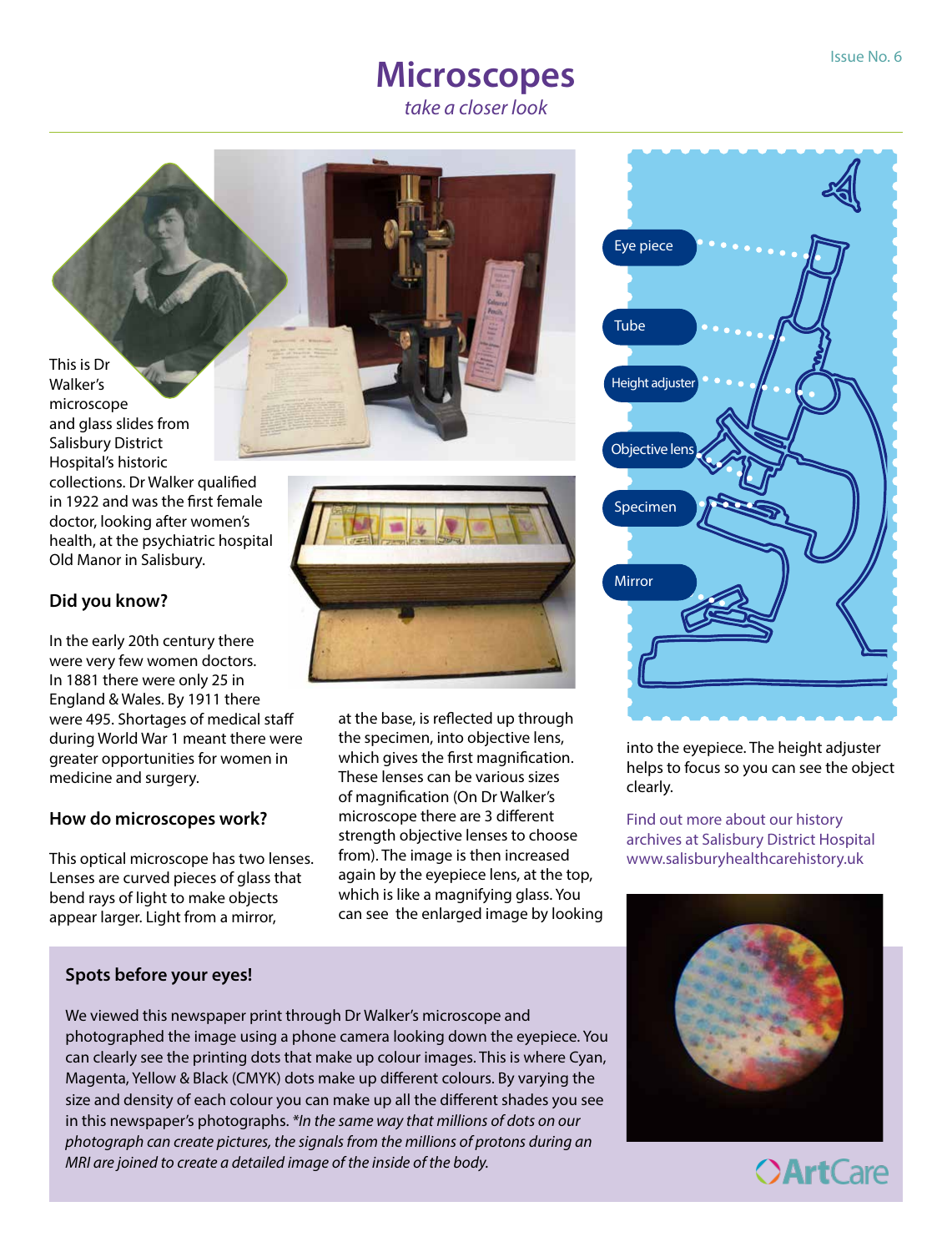# Microscopes

*take a closer look*

This is Dr Walker's microscope and glass slides from Salisbury District Hospital's historic collections. Dr Walker qualified in 1922 and was the first female doctor, looking after women's health, at the psychiatric hospital Old Manor in Salisbury.

### Did you know?

In the early 20th century there were very few women doctors. In 1881 there were only 25 in England & Wales. By 1911 there were 495. Shortages of medical staff during World War 1 meant there were greater opportunities for women in medicine and surgery.

### How do microscopes work?

This optical microscope has two lenses. Lenses are curved pieces of glass that bend rays of light to make objects appear larger. Light from a mirror, at the base, is reflected up through the specimen, into objective lens, which gives the first magnification. These lenses can be various sizes of magnification (On Dr Walker's microscope there are 3 different strength objective lenses to choose from). The image is then increased again by the eyepiece lens, at the top, which is like a magnifying glass. You can see the enlarged image by looking into the eyepiece. The height adjuster helps to focus so you can see the object clearly.

Eye piece

Tube

Height adjuster

Objective lens

Specimen

Mirror

Find out more about our history archives at Salisbury District Hospital www.salisburyhealthcarehistory.uk

### Spots before your eyes!

We viewed this newspaper print through Dr Walker's microscope and photographed the image using a phone camera looking down the eyepiece. You can clearly see the printing dots that make up colour images. This is where Cyan, Magenta, Yellow & Black (CMYK) dots make up different colours. By varying the size and density of each colour you can make up all the different shades you see in this newspaper's photographs. *\*In the same way that millions of dots on our photograph can create pictures, the signals from the millions of protons during an MRI are joined to create a detailed image of the inside of the body.*

ArtCare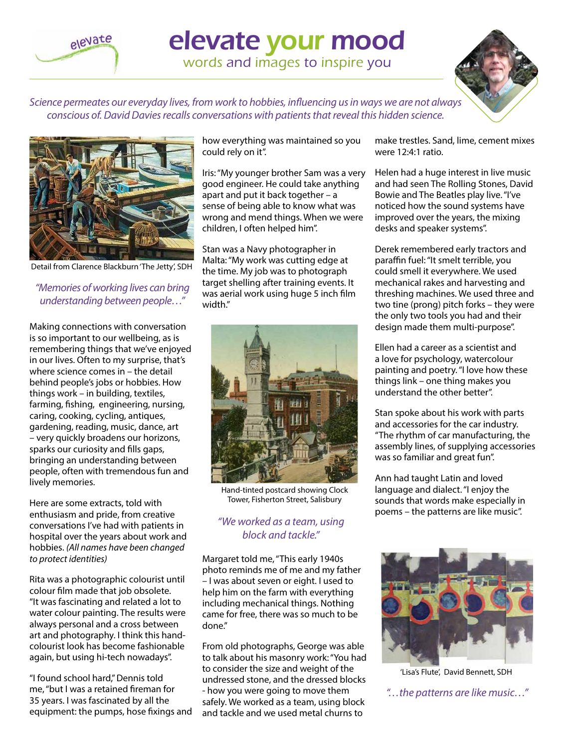# elevate your mood

words and images to inspire you

*Science permeates our everyday lives, from work to hobbies, influencing us in ways we are not always conscious of. David Davies recalls conversations with patients that reveal this hidden science.*

Detail from Clarence Blackburn 'The Jetty', SDH

*"Memories of working lives can bring understanding between people…"*

Making connections with conversation is so important to our wellbeing, as is remembering things that we've enjoyed in our lives. Often to my surprise, that's where science comes in – the detail behind people's jobs or hobbies. How things work – in building, textiles, farming, fishing, engineering, nursing, caring, cooking, cycling, antiques, gardening, reading, music, dance, art – very quickly broadens our horizons, sparks our curiosity and fills gaps, bringing an understanding between people, often with tremendous fun and lively memories.

Here are some extracts, told with enthusiasm and pride, from creative conversations I've had with patients in hospital over the years about work and hobbies. *(All names have been changed to protect identities)*

Rita was a photographic colourist until colour film made that job obsolete. "It was fascinating and related a lot to water colour painting. The results were always personal and a cross between art and photography. I think this hand-colourist look has become fashionable again, but using hi-tech nowadays".

"I found school hard," Dennis told me, "but I was a retained fireman for 35 years. I was fascinated by all the equipment: the pumps, hose fixings and how everything was maintained so you could rely on it".

Iris: "My younger brother Sam was a very good engineer. He could take anything apart and put it back together – a sense of being able to know what was wrong and mend things. When we were children, I often helped him".

Stan was a Navy photographer in Malta: "My work was cutting edge at the time. My job was to photograph target shelling after training events. It was aerial work using huge 5 inch film width."

Hand-tinted postcard showing Clock Tower, Fisherton Street, Salisbury

*"We worked as a team, using block and tackle."*

Margaret told me, "This early 1940s photo reminds me of me and my father – I was about seven or eight. I used to help him on the farm with everything including mechanical things. Nothing came for free, there was so much to be done."

From old photographs, George was able to talk about his masonry work: "You had to consider the size and weight of the undressed stone, and the dressed blocks - how you were going to move them safely. We worked as a team, using block and tackle and we used metal churns to make trestles. Sand, lime, cement mixes were 12:4:1 ratio.

Helen had a huge interest in live music and had seen The Rolling Stones, David Bowie and The Beatles play live. "I've noticed how the sound systems have improved over the years, the mixing desks and speaker systems".

Derek remembered early tractors and paraffin fuel: "It smelt terrible, you could smell it everywhere. We used mechanical rakes and harvesting and threshing machines. We used three and two tine (prong) pitch forks – they were the only two tools you had and their design made them multi-purpose".

Ellen had a career as a scientist and a love for psychology, watercolour painting and poetry. "I love how these things link – one thing makes you understand the other better".

Stan spoke about his work with parts and accessories for the car industry. "The rhythm of car manufacturing, the assembly lines, of supplying accessories was so familiar and great fun".

Ann had taught Latin and loved language and dialect. "I enjoy the sounds that words make especially in poems – the patterns are like music".

'Lisa's Flute', David Bennett, SDH

*"…the patterns are like music…"*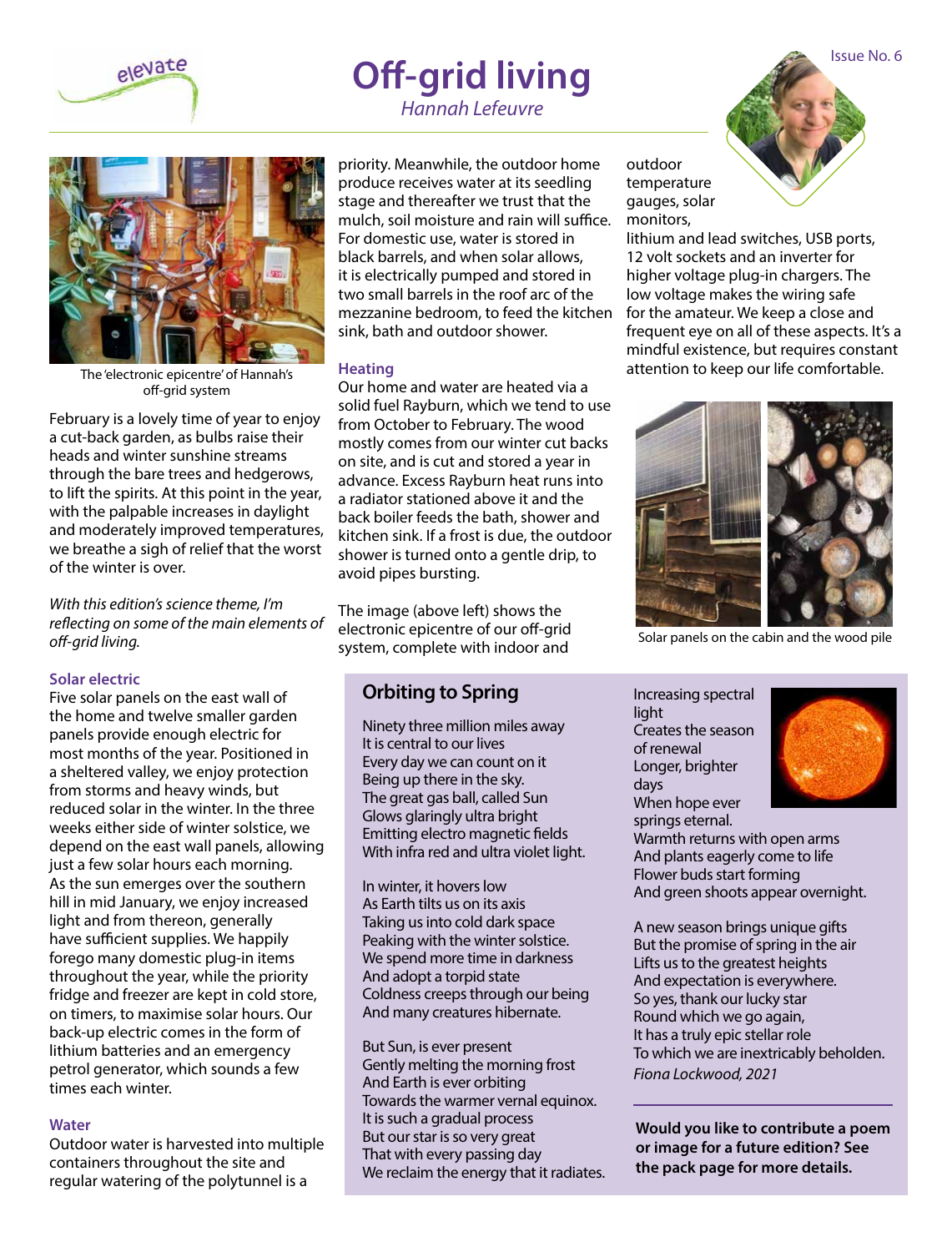# Off-grid living

*Hannah Lefeuvre*

The 'electronic epicentre' of Hannah's off-grid system

February is a lovely time of year to enjoy a cut-back garden, as bulbs raise their heads and winter sunshine streams through the bare trees and hedgerows, to lift the spirits. At this point in the year, with the palpable increases in daylight and moderately improved temperatures, we breathe a sigh of relief that the worst of the winter is over.

*With this edition's science theme, I'm reflecting on some of the main elements of off-grid living.*

### Solar electric

Five solar panels on the east wall of the home and twelve smaller garden panels provide enough electric for most months of the year. Positioned in a sheltered valley, we enjoy protection from storms and heavy winds, but reduced solar in the winter. In the three weeks either side of winter solstice, we depend on the east wall panels, allowing just a few solar hours each morning. As the sun emerges over the southern hill in mid January, we enjoy increased light and from thereon, generally have sufficient supplies. We happily forego many domestic plug-in items throughout the year, while the priority fridge and freezer are kept in cold store, on timers, to maximise solar hours. Our back-up electric comes in the form of lithium batteries and an emergency petrol generator, which sounds a few times each winter.

### Water

Outdoor water is harvested into multiple containers throughout the site and regular watering of the polytunnel is a priority. Meanwhile, the outdoor home produce receives water at its seedling stage and thereafter we trust that the mulch, soil moisture and rain will suffice. For domestic use, water is stored in black barrels, and when solar allows, it is electrically pumped and stored in two small barrels in the roof arc of the mezzanine bedroom, to feed the kitchen sink, bath and outdoor shower.

### Heating

Our home and water are heated via a solid fuel Rayburn, which we tend to use from October to February. The wood mostly comes from our winter cut backs on site, and is cut and stored a year in advance. Excess Rayburn heat runs into a radiator stationed above it and the back boiler feeds the bath, shower and kitchen sink. If a frost is due, the outdoor shower is turned onto a gentle drip, to avoid pipes bursting.

The image (above left) shows the electronic epicentre of our off-grid system, complete with indoor and outdoor temperature gauges, solar monitors, lithium and lead switches, USB ports, 12 volt sockets and an inverter for higher voltage plug-in chargers. The low voltage makes the wiring safe for the amateur. We keep a close and frequent eye on all of these aspects. It's a mindful existence, but requires constant attention to keep our life comfortable.

Solar panels on the cabin and the wood pile

## Orbiting to Spring

Ninety three million miles away
It is central to our lives
Every day we can count on it
Being up there in the sky.
The great gas ball, called Sun
Glows glaringly ultra bright
Emitting electro magnetic fields
With infra red and ultra violet light.

In winter, it hovers low
As Earth tilts us on its axis
Taking us into cold dark space
Peaking with the winter solstice.
We spend more time in darkness
And adopt a torpid state
Coldness creeps through our being
And many creatures hibernate.

But Sun, is ever present
Gently melting the morning frost
And Earth is ever orbiting
Towards the warmer vernal equinox.
It is such a gradual process
But our star is so very great
That with every passing day
We reclaim the energy that it radiates.

Increasing spectral light
Creates the season of renewal
Longer, brighter days
When hope ever springs eternal.
Warmth returns with open arms
And plants eagerly come to life
Flower buds start forming
And green shoots appear overnight.

A new season brings unique gifts
But the promise of spring in the air
Lifts us to the greatest heights
And expectation is everywhere.
So yes, thank our lucky star
Round which we go again,
It has a truly epic stellar role
To which we are inextricably beholden.

*Fiona Lockwood, 2021*

**Would you like to contribute a poem or image for a future edition? See the pack page for more details.**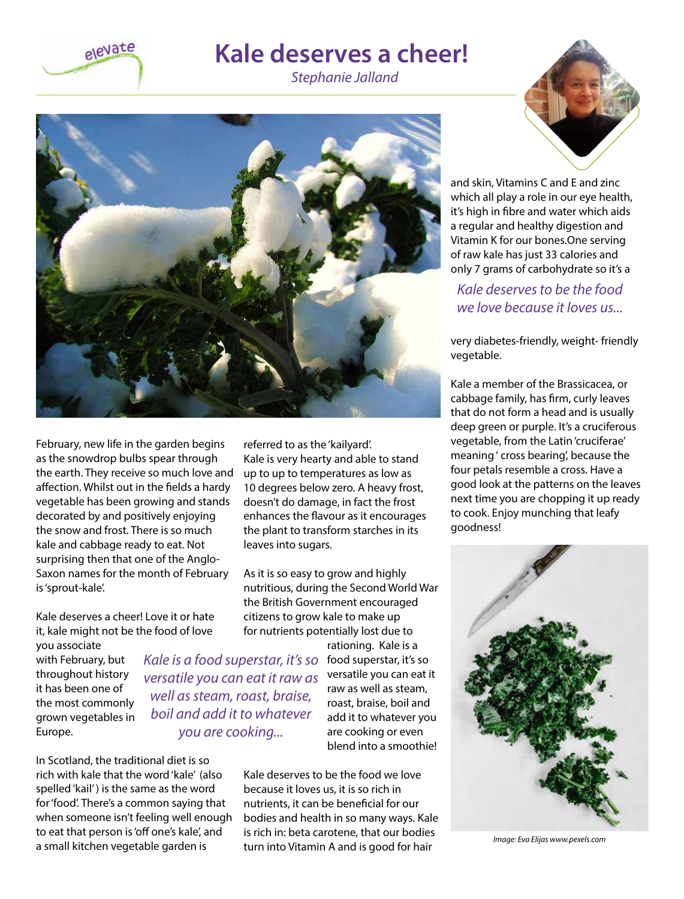# Kale deserves a cheer!

*Stephanie Jalland*

February, new life in the garden begins as the snowdrop bulbs spear through the earth. They receive so much love and affection. Whilst out in the fields a hardy vegetable has been growing and stands decorated by and positively enjoying the snow and frost. There is so much kale and cabbage ready to eat. Not surprising then that one of the Anglo-Saxon names for the month of February is 'sprout-kale'.

Kale deserves a cheer! Love it or hate it, kale might not be the food of love you associate with February, but throughout history it has been one of the most commonly grown vegetables in Europe.

*Kale is a food superstar, it's so versatile you can eat it raw as well as steam, roast, braise, boil and add it to whatever you are cooking...*

In Scotland, the traditional diet is so rich with kale that the word 'kale' (also spelled 'kail') is the same as the word for 'food'. There's a common saying that when someone isn't feeling well enough to eat that person is 'off one's kale', and a small kitchen vegetable garden is referred to as the 'kailyard'. Kale is very hearty and able to stand up to up to temperatures as low as 10 degrees below zero. A heavy frost, doesn't do damage, in fact the frost enhances the flavour as it encourages the plant to transform starches in its leaves into sugars.

As it is so easy to grow and highly nutritious, during the Second World War the British Government encouraged citizens to grow kale to make up for nutrients potentially lost due to rationing. Kale is a food superstar, it's so versatile you can eat it raw as well as steam, roast, braise, boil and add it to whatever you are cooking or even blend into a smoothie!

Kale deserves to be the food we love because it loves us, it is so rich in nutrients, it can be beneficial for our bodies and health in so many ways. Kale is rich in: beta carotene, that our bodies turn into Vitamin A and is good for hair and skin, Vitamins C and E and zinc which all play a role in our eye health, it's high in fibre and water which aids a regular and healthy digestion and Vitamin K for our bones.One serving of raw kale has just 33 calories and only 7 grams of carbohydrate so it's a very diabetes-friendly, weight- friendly vegetable.

*Kale deserves to be the food we love because it loves us...*

Kale a member of the Brassicacea, or cabbage family, has firm, curly leaves that do not form a head and is usually deep green or purple. It's a cruciferous vegetable, from the Latin 'cruciferae' meaning ' cross bearing', because the four petals resemble a cross. Have a good look at the patterns on the leaves next time you are chopping it up ready to cook. Enjoy munching that leafy goodness!

*Image: Eva Elijas www.pexels.com*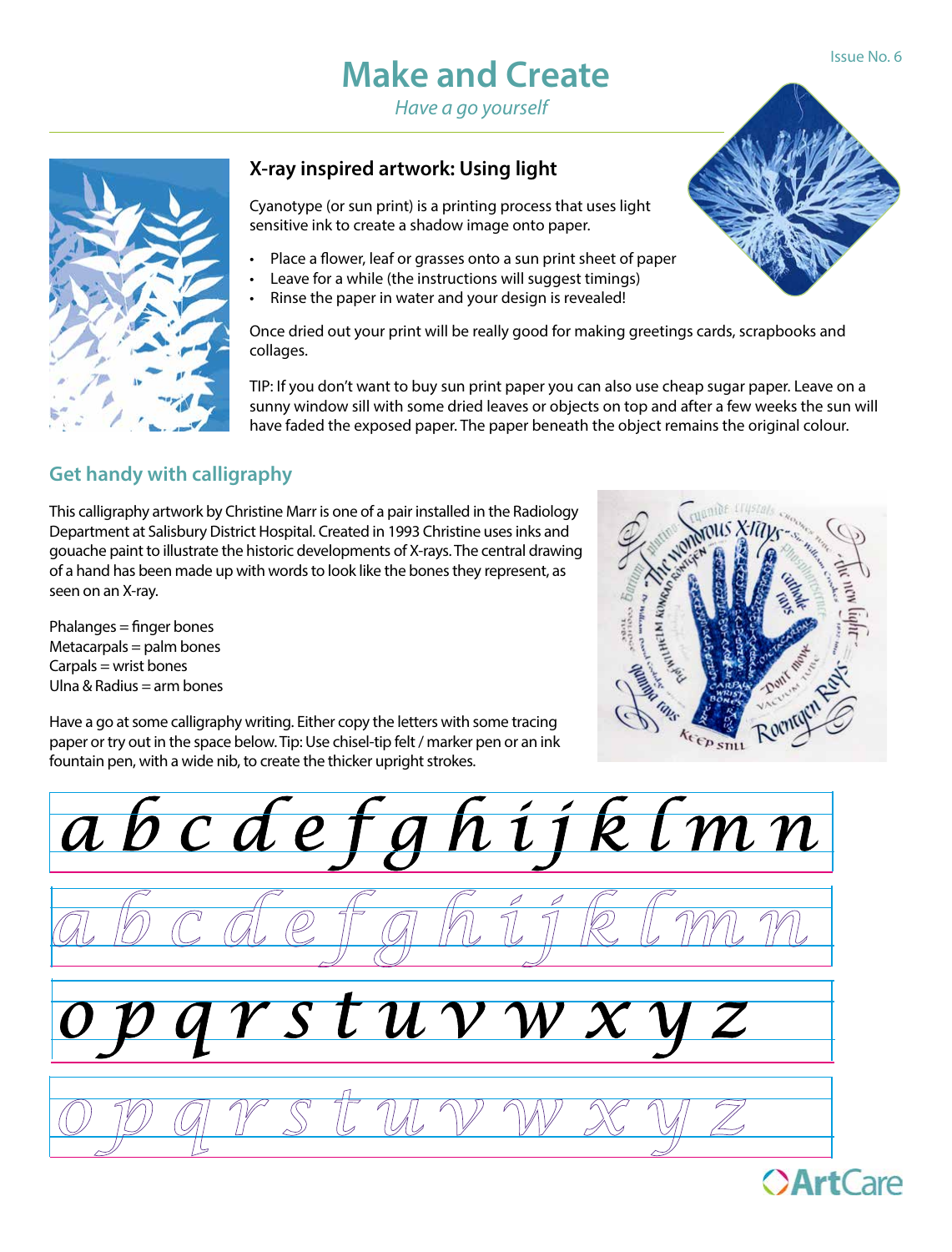# Make and Create

*Have a go yourself*

## X-ray inspired artwork: Using light

Cyanotype (or sun print) is a printing process that uses light sensitive ink to create a shadow image onto paper.

- Place a flower, leaf or grasses onto a sun print sheet of paper
- Leave for a while (the instructions will suggest timings)
- Rinse the paper in water and your design is revealed!

Once dried out your print will be really good for making greetings cards, scrapbooks and collages.

TIP: If you don't want to buy sun print paper you can also use cheap sugar paper. Leave on a sunny window sill with some dried leaves or objects on top and after a few weeks the sun will have faded the exposed paper. The paper beneath the object remains the original colour.

## Get handy with calligraphy

This calligraphy artwork by Christine Marr is one of a pair installed in the Radiology Department at Salisbury District Hospital. Created in 1993 Christine uses inks and gouache paint to illustrate the historic developments of X-rays. The central drawing of a hand has been made up with words to look like the bones they represent, as seen on an X-ray.

Phalanges = finger bones
Metacarpals = palm bones
Carpals = wrist bones
Ulna & Radius = arm bones

Have a go at some calligraphy writing. Either copy the letters with some tracing paper or try out in the space below. Tip: Use chisel-tip felt / marker pen or an ink fountain pen, with a wide nib, to create the thicker upright strokes.

*a b c d e f g h i j k l m n*

*a b c d e f g h i j k l m n*

*o p q r s t u v w x y z*

*o p q r s t u v w x y z*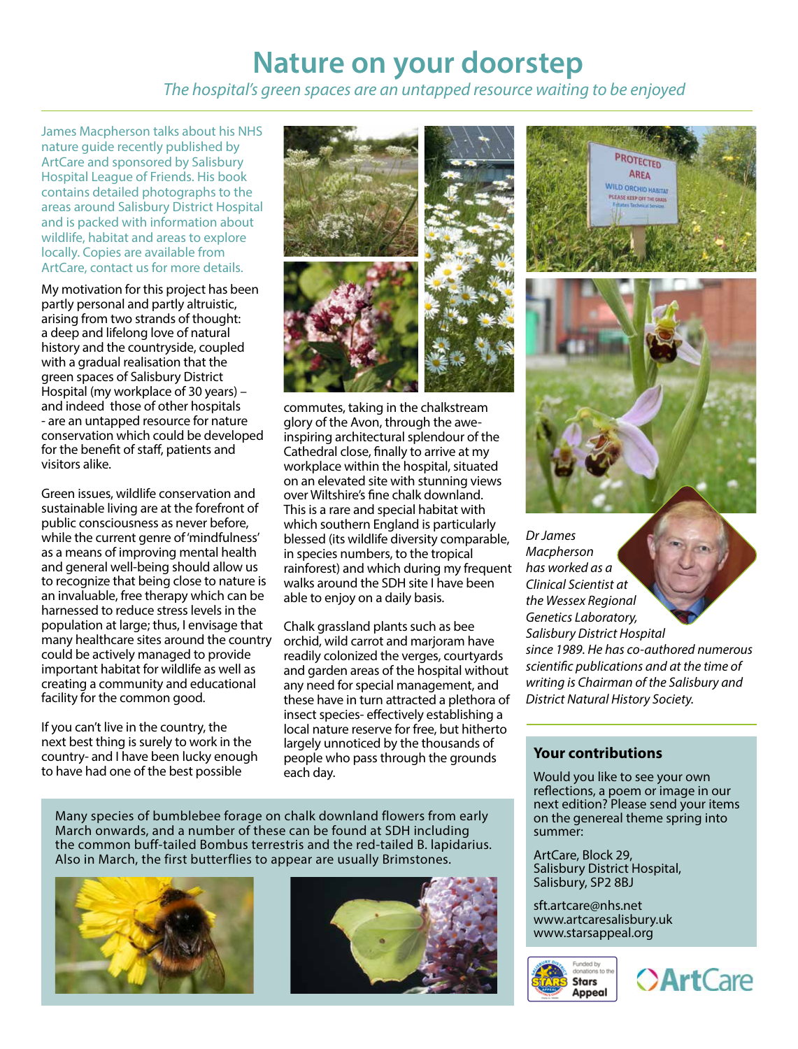# Nature on your doorstep

*The hospital's green spaces are an untapped resource waiting to be enjoyed*

James Macpherson talks about his NHS nature guide recently published by ArtCare and sponsored by Salisbury Hospital League of Friends. His book contains detailed photographs to the areas around Salisbury District Hospital and is packed with information about wildlife, habitat and areas to explore locally. Copies are available from ArtCare, contact us for more details.

My motivation for this project has been partly personal and partly altruistic, arising from two strands of thought: a deep and lifelong love of natural history and the countryside, coupled with a gradual realisation that the green spaces of Salisbury District Hospital (my workplace of 30 years) – and indeed those of other hospitals - are an untapped resource for nature conservation which could be developed for the benefit of staff, patients and visitors alike.

Green issues, wildlife conservation and sustainable living are at the forefront of public consciousness as never before, while the current genre of 'mindfulness' as a means of improving mental health and general well-being should allow us to recognize that being close to nature is an invaluable, free therapy which can be harnessed to reduce stress levels in the population at large; thus, I envisage that many healthcare sites around the country could be actively managed to provide important habitat for wildlife as well as creating a community and educational facility for the common good.

If you can't live in the country, the next best thing is surely to work in the country- and I have been lucky enough to have had one of the best possible commutes, taking in the chalkstream glory of the Avon, through the awe-inspiring architectural splendour of the Cathedral close, finally to arrive at my workplace within the hospital, situated on an elevated site with stunning views over Wiltshire's fine chalk downland. This is a rare and special habitat with which southern England is particularly blessed (its wildlife diversity comparable, in species numbers, to the tropical rainforest) and which during my frequent walks around the SDH site I have been able to enjoy on a daily basis.

Chalk grassland plants such as bee orchid, wild carrot and marjoram have readily colonized the verges, courtyards and garden areas of the hospital without any need for special management, and these have in turn attracted a plethora of insect species- effectively establishing a local nature reserve for free, but hitherto largely unnoticed by the thousands of people who pass through the grounds each day.

*Dr James Macpherson has worked as a Clinical Scientist at the Wessex Regional Genetics Laboratory, Salisbury District Hospital since 1989. He has co-authored numerous scientific publications and at the time of writing is Chairman of the Salisbury and District Natural History Society.*

Many species of bumblebee forage on chalk downland flowers from early March onwards, and a number of these can be found at SDH including the common buff-tailed Bombus terrestris and the red-tailed B. lapidarius. Also in March, the first butterflies to appear are usually Brimstones.

### Your contributions

Would you like to see your own reflections, a poem or image in our next edition? Please send your items on the genereal theme spring into summer:

ArtCare, Block 29,
Salisbury District Hospital,
Salisbury, SP2 8BJ

sft.artcare@nhs.net
www.artcaresalisbury.uk
www.starsappeal.org